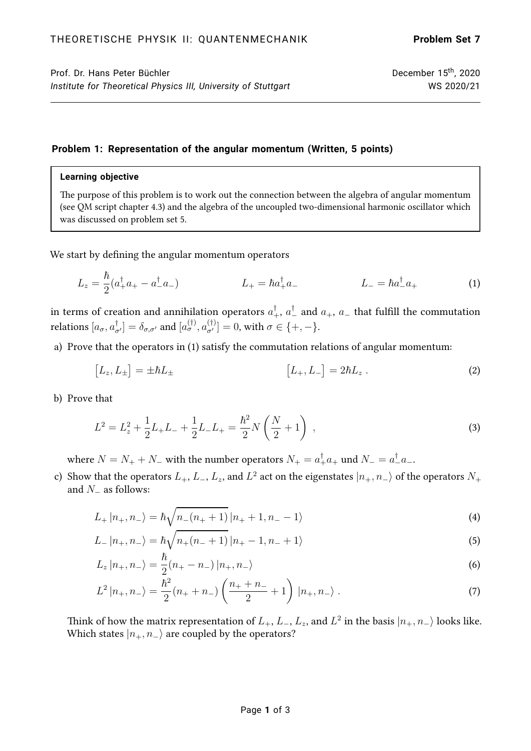Prof. Dr. Hans Peter Büchler
*Institute for Theoretical Physics III, University of Stuttgart*

December 15th, 2020
WS 2020/21

## Problem 1: Representation of the angular momentum (Written, 5 points)

> **Learning objective**
>
> The purpose of this problem is to work out the connection between the algebra of angular momentum (see QM script chapter 4.3) and the algebra of the uncoupled two-dimensional harmonic oscillator which was discussed on problem set 5.

We start by defining the angular momentum operators

$$L_z = \frac{\hbar}{2}(a_+^\dagger a_+ - a_-^\dagger a_-) \qquad L_+ = \hbar a_+^\dagger a_- \qquad L_- = \hbar a_-^\dagger a_+ \tag{1}$$

in terms of creation and annihilation operators $a_+^\dagger$, $a_-^\dagger$ and $a_+$, $a_-$ that fulfill the commutation relations $[a_\sigma, a_{\sigma'}^\dagger] = \delta_{\sigma,\sigma'}$ and $[a_\sigma^{(\dagger)}, a_{\sigma'}^{(\dagger)}] = 0$, with $\sigma \in \{+,-\}$.

a) Prove that the operators in (1) satisfy the commutation relations of angular momentum:

$$\left[L_z, L_\pm\right] = \pm\hbar L_\pm \qquad \left[L_+, L_-\right] = 2\hbar L_z\ . \tag{2}$$

b) Prove that

$$L^2 = L_z^2 + \frac{1}{2}L_+L_- + \frac{1}{2}L_-L_+ = \frac{\hbar^2}{2}N\left(\frac{N}{2}+1\right)\ , \tag{3}$$

where $N = N_+ + N_-$ with the number operators $N_+ = a_+^\dagger a_+$ und $N_- = a_-^\dagger a_-$.

c) Show that the operators $L_+$, $L_-$, $L_z$, and $L^2$ act on the eigenstates $|n_+, n_-\rangle$ of the operators $N_+$ and $N_-$ as follows:

$$L_+\,|n_+, n_-\rangle = \hbar\sqrt{n_-(n_+ + 1)}\,|n_+ + 1, n_- - 1\rangle \tag{4}$$

$$L_-\,|n_+, n_-\rangle = \hbar\sqrt{n_+(n_- + 1)}\,|n_+ - 1, n_- + 1\rangle \tag{5}$$

$$L_z\,|n_+, n_-\rangle = \frac{\hbar}{2}(n_+ - n_-)\,|n_+, n_-\rangle \tag{6}$$

$$L^2\,|n_+, n_-\rangle = \frac{\hbar^2}{2}(n_+ + n_-)\left(\frac{n_+ + n_-}{2} + 1\right)\,|n_+, n_-\rangle\ . \tag{7}$$

Think of how the matrix representation of $L_+$, $L_-$, $L_z$, and $L^2$ in the basis $|n_+, n_-\rangle$ looks like. Which states $|n_+, n_-\rangle$ are coupled by the operators?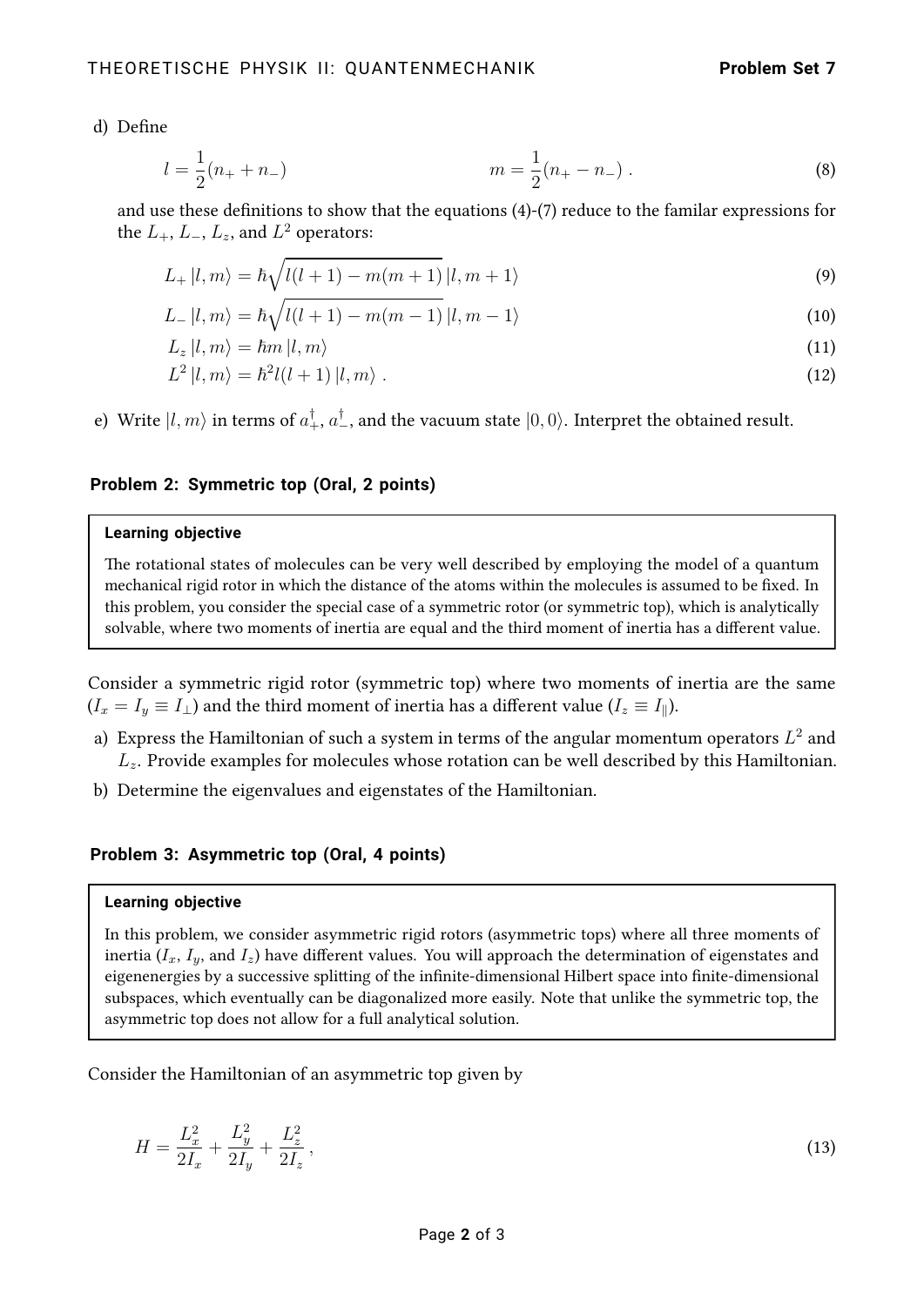d) Define

$$l = \frac{1}{2}(n_+ + n_-) \qquad\qquad m = \frac{1}{2}(n_+ - n_-)\,. \tag{8}$$

and use these definitions to show that the equations (4)-(7) reduce to the familar expressions for the $L_+$, $L_-$, $L_z$, and $L^2$ operators:

$$L_+ \left|l, m\right\rangle = \hbar\sqrt{l(l+1) - m(m+1)}\left|l, m+1\right\rangle \tag{9}$$

$$L_- \left|l, m\right\rangle = \hbar\sqrt{l(l+1) - m(m-1)}\left|l, m-1\right\rangle \tag{10}$$

$$L_z \left|l, m\right\rangle = \hbar m \left|l, m\right\rangle \tag{11}$$

$$L^2 \left|l, m\right\rangle = \hbar^2 l(l+1)\left|l, m\right\rangle\,. \tag{12}$$

e) Write $\left|l, m\right\rangle$ in terms of $a_+^\dagger$, $a_-^\dagger$, and the vacuum state $\left|0, 0\right\rangle$. Interpret the obtained result.

### Problem 2: Symmetric top (Oral, 2 points)

> **Learning objective**
>
> The rotational states of molecules can be very well described by employing the model of a quantum mechanical rigid rotor in which the distance of the atoms within the molecules is assumed to be fixed. In this problem, you consider the special case of a symmetric rotor (or symmetric top), which is analytically solvable, where two moments of inertia are equal and the third moment of inertia has a different value.

Consider a symmetric rigid rotor (symmetric top) where two moments of inertia are the same ($I_x = I_y \equiv I_\perp$) and the third moment of inertia has a different value ($I_z \equiv I_\parallel$).

a) Express the Hamiltonian of such a system in terms of the angular momentum operators $L^2$ and $L_z$. Provide examples for molecules whose rotation can be well described by this Hamiltonian.

b) Determine the eigenvalues and eigenstates of the Hamiltonian.

### Problem 3: Asymmetric top (Oral, 4 points)

> **Learning objective**
>
> In this problem, we consider asymmetric rigid rotors (asymmetric tops) where all three moments of inertia ($I_x$, $I_y$, and $I_z$) have different values. You will approach the determination of eigenstates and eigenenergies by a successive splitting of the infinite-dimensional Hilbert space into finite-dimensional subspaces, which eventually can be diagonalized more easily. Note that unlike the symmetric top, the asymmetric top does not allow for a full analytical solution.

Consider the Hamiltonian of an asymmetric top given by

$$H = \frac{L_x^2}{2I_x} + \frac{L_y^2}{2I_y} + \frac{L_z^2}{2I_z}\,, \tag{13}$$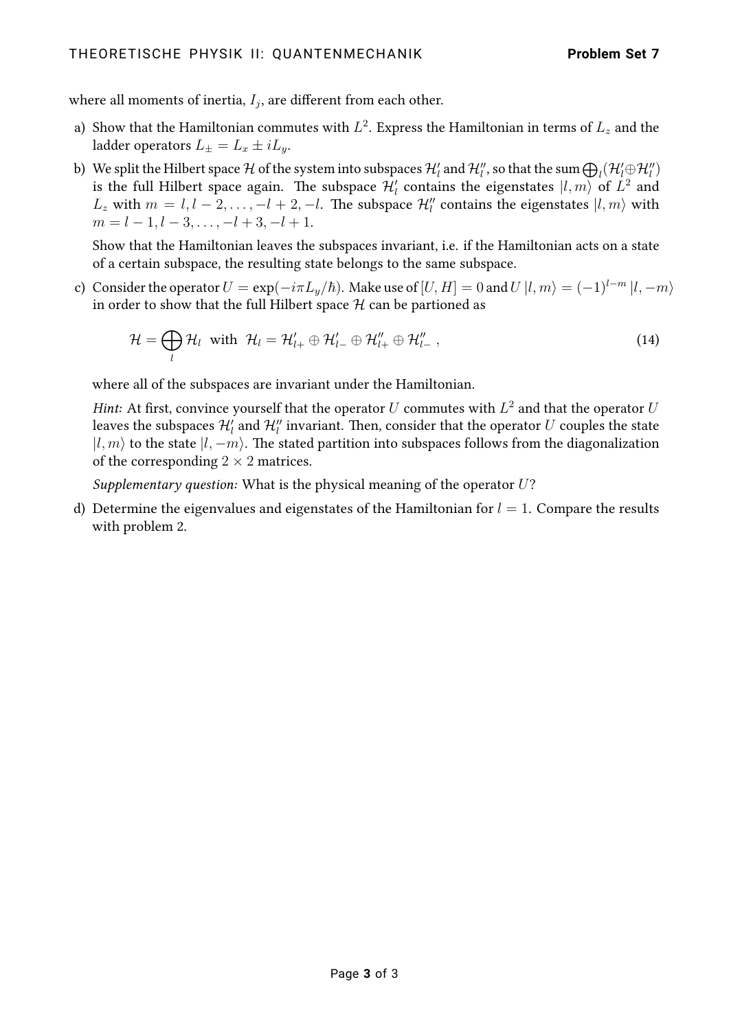where all moments of inertia, $I_j$, are different from each other.

a) Show that the Hamiltonian commutes with $L^2$. Express the Hamiltonian in terms of $L_z$ and the ladder operators $L_\pm = L_x \pm iL_y$.

b) We split the Hilbert space $\mathcal{H}$ of the system into subspaces $\mathcal{H}'_l$ and $\mathcal{H}''_l$, so that the sum $\bigoplus_l(\mathcal{H}'_l \oplus \mathcal{H}''_l)$ is the full Hilbert space again. The subspace $\mathcal{H}'_l$ contains the eigenstates $|l,m\rangle$ of $L^2$ and $L_z$ with $m = l, l-2, \ldots, -l+2, -l$. The subspace $\mathcal{H}''_l$ contains the eigenstates $|l,m\rangle$ with $m = l-1, l-3, \ldots, -l+3, -l+1$.

   Show that the Hamiltonian leaves the subspaces invariant, i.e. if the Hamiltonian acts on a state of a certain subspace, the resulting state belongs to the same subspace.

c) Consider the operator $U = \exp(-i\pi L_y/\hbar)$. Make use of $[U, H] = 0$ and $U|l,m\rangle = (-1)^{l-m}|l,-m\rangle$ in order to show that the full Hilbert space $\mathcal{H}$ can be partioned as

$$\mathcal{H} = \bigoplus_l \mathcal{H}_l \quad \text{with} \quad \mathcal{H}_l = \mathcal{H}'_{l+} \oplus \mathcal{H}'_{l-} \oplus \mathcal{H}''_{l+} \oplus \mathcal{H}''_{l-}\,, \tag{14}$$

   where all of the subspaces are invariant under the Hamiltonian.

   *Hint:* At first, convince yourself that the operator $U$ commutes with $L^2$ and that the operator $U$ leaves the subspaces $\mathcal{H}'_l$ and $\mathcal{H}''_l$ invariant. Then, consider that the operator $U$ couples the state $|l,m\rangle$ to the state $|l,-m\rangle$. The stated partition into subspaces follows from the diagonalization of the corresponding $2 \times 2$ matrices.

   *Supplementary question:* What is the physical meaning of the operator $U$?

d) Determine the eigenvalues and eigenstates of the Hamiltonian for $l = 1$. Compare the results with problem 2.